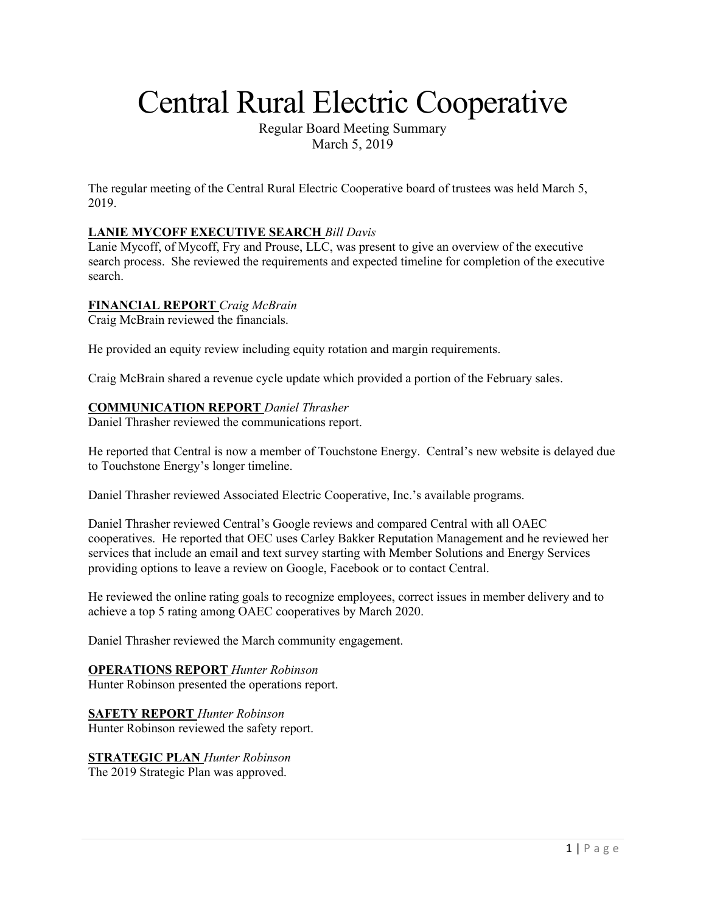# Central Rural Electric Cooperative

Regular Board Meeting Summary
March 5, 2019

The regular meeting of the Central Rural Electric Cooperative board of trustees was held March 5, 2019.

**LANIE MYCOFF EXECUTIVE SEARCH** *Bill Davis*
Lanie Mycoff, of Mycoff, Fry and Prouse, LLC, was present to give an overview of the executive search process. She reviewed the requirements and expected timeline for completion of the executive search.

**FINANCIAL REPORT** *Craig McBrain*
Craig McBrain reviewed the financials.

He provided an equity review including equity rotation and margin requirements.

Craig McBrain shared a revenue cycle update which provided a portion of the February sales.

**COMMUNICATION REPORT** *Daniel Thrasher*
Daniel Thrasher reviewed the communications report.

He reported that Central is now a member of Touchstone Energy. Central's new website is delayed due to Touchstone Energy's longer timeline.

Daniel Thrasher reviewed Associated Electric Cooperative, Inc.'s available programs.

Daniel Thrasher reviewed Central's Google reviews and compared Central with all OAEC cooperatives. He reported that OEC uses Carley Bakker Reputation Management and he reviewed her services that include an email and text survey starting with Member Solutions and Energy Services providing options to leave a review on Google, Facebook or to contact Central.

He reviewed the online rating goals to recognize employees, correct issues in member delivery and to achieve a top 5 rating among OAEC cooperatives by March 2020.

Daniel Thrasher reviewed the March community engagement.

**OPERATIONS REPORT** *Hunter Robinson*
Hunter Robinson presented the operations report.

**SAFETY REPORT** *Hunter Robinson*
Hunter Robinson reviewed the safety report.

**STRATEGIC PLAN** *Hunter Robinson*
The 2019 Strategic Plan was approved.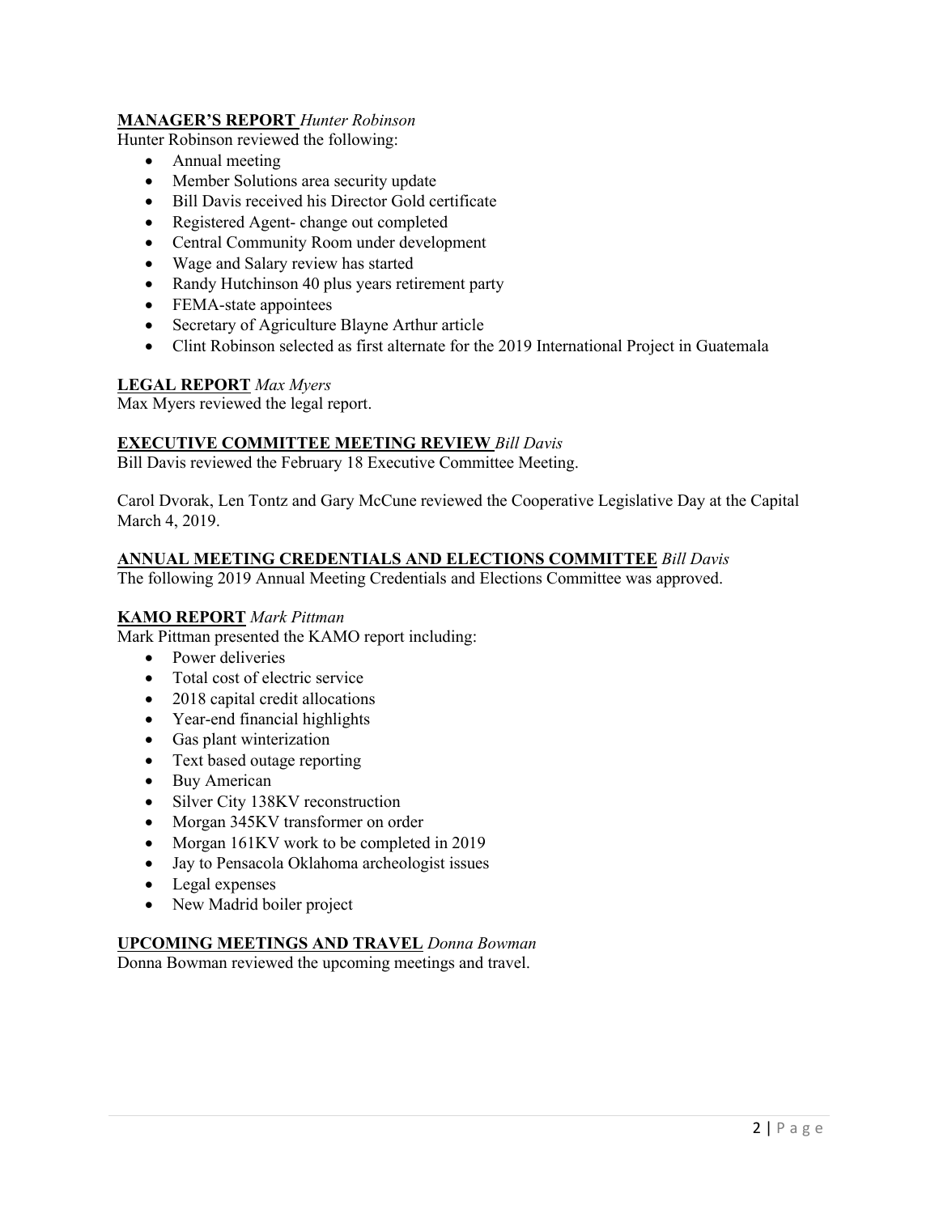**MANAGER'S REPORT** *Hunter Robinson*

Hunter Robinson reviewed the following:

- Annual meeting
- Member Solutions area security update
- Bill Davis received his Director Gold certificate
- Registered Agent- change out completed
- Central Community Room under development
- Wage and Salary review has started
- Randy Hutchinson 40 plus years retirement party
- FEMA-state appointees
- Secretary of Agriculture Blayne Arthur article
- Clint Robinson selected as first alternate for the 2019 International Project in Guatemala

**LEGAL REPORT** *Max Myers*

Max Myers reviewed the legal report.

**EXECUTIVE COMMITTEE MEETING REVIEW** *Bill Davis*

Bill Davis reviewed the February 18 Executive Committee Meeting.

Carol Dvorak, Len Tontz and Gary McCune reviewed the Cooperative Legislative Day at the Capital March 4, 2019.

**ANNUAL MEETING CREDENTIALS AND ELECTIONS COMMITTEE** *Bill Davis*

The following 2019 Annual Meeting Credentials and Elections Committee was approved.

**KAMO REPORT** *Mark Pittman*

Mark Pittman presented the KAMO report including:

- Power deliveries
- Total cost of electric service
- 2018 capital credit allocations
- Year-end financial highlights
- Gas plant winterization
- Text based outage reporting
- Buy American
- Silver City 138KV reconstruction
- Morgan 345KV transformer on order
- Morgan 161KV work to be completed in 2019
- Jay to Pensacola Oklahoma archeologist issues
- Legal expenses
- New Madrid boiler project

**UPCOMING MEETINGS AND TRAVEL** *Donna Bowman*

Donna Bowman reviewed the upcoming meetings and travel.